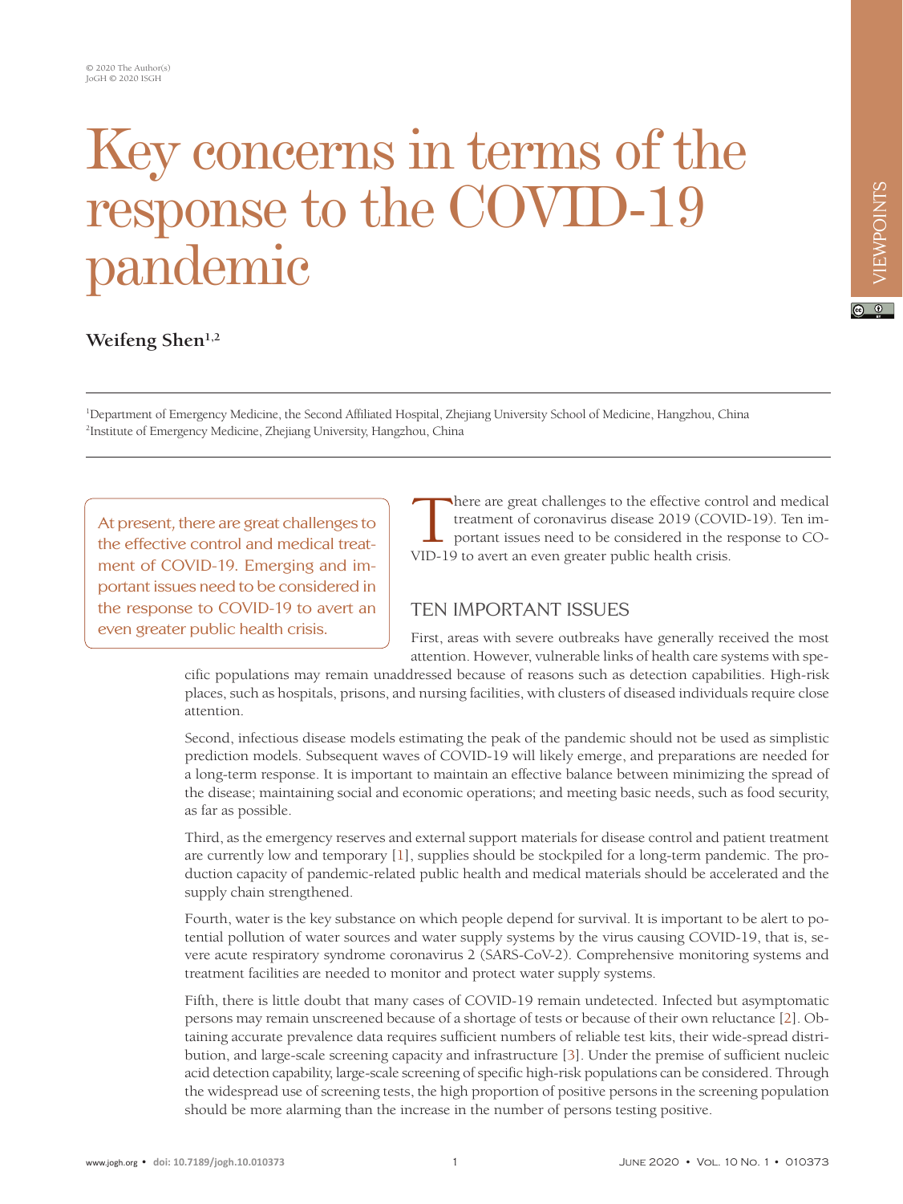# Key concerns in terms of the response to the COVID-19 pandemic

**Weifeng Shen**[1,2]

[1]Department of Emergency Medicine, the Second Affiliated Hospital, Zhejiang University School of Medicine, Hangzhou, China
[2]Institute of Emergency Medicine, Zhejiang University, Hangzhou, China

> At present, there are great challenges to the effective control and medical treatment of COVID-19. Emerging and important issues need to be considered in the response to COVID-19 to avert an even greater public health crisis.

There are great challenges to the effective control and medical treatment of coronavirus disease 2019 (COVID-19). Ten important issues need to be considered in the response to COVID-19 to avert an even greater public health crisis.

## TEN IMPORTANT ISSUES

First, areas with severe outbreaks have generally received the most attention. However, vulnerable links of health care systems with specific populations may remain unaddressed because of reasons such as detection capabilities. High-risk places, such as hospitals, prisons, and nursing facilities, with clusters of diseased individuals require close attention.

Second, infectious disease models estimating the peak of the pandemic should not be used as simplistic prediction models. Subsequent waves of COVID-19 will likely emerge, and preparations are needed for a long-term response. It is important to maintain an effective balance between minimizing the spread of the disease; maintaining social and economic operations; and meeting basic needs, such as food security, as far as possible.

Third, as the emergency reserves and external support materials for disease control and patient treatment are currently low and temporary [1], supplies should be stockpiled for a long-term pandemic. The production capacity of pandemic-related public health and medical materials should be accelerated and the supply chain strengthened.

Fourth, water is the key substance on which people depend for survival. It is important to be alert to potential pollution of water sources and water supply systems by the virus causing COVID-19, that is, severe acute respiratory syndrome coronavirus 2 (SARS-CoV-2). Comprehensive monitoring systems and treatment facilities are needed to monitor and protect water supply systems.

Fifth, there is little doubt that many cases of COVID-19 remain undetected. Infected but asymptomatic persons may remain unscreened because of a shortage of tests or because of their own reluctance [2]. Obtaining accurate prevalence data requires sufficient numbers of reliable test kits, their wide-spread distribution, and large-scale screening capacity and infrastructure [3]. Under the premise of sufficient nucleic acid detection capability, large-scale screening of specific high-risk populations can be considered. Through the widespread use of screening tests, the high proportion of positive persons in the screening population should be more alarming than the increase in the number of persons testing positive.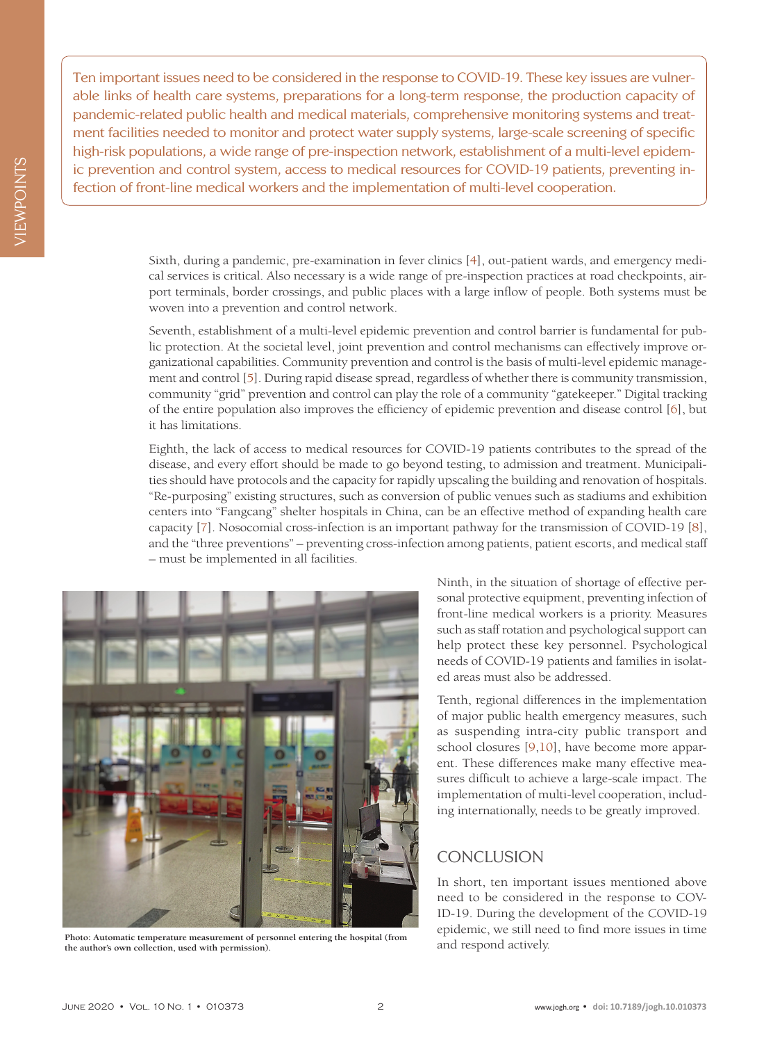Ten important issues need to be considered in the response to COVID-19. These key issues are vulnerable links of health care systems, preparations for a long-term response, the production capacity of pandemic-related public health and medical materials, comprehensive monitoring systems and treatment facilities needed to monitor and protect water supply systems, large-scale screening of specific high-risk populations, a wide range of pre-inspection network, establishment of a multi-level epidemic prevention and control system, access to medical resources for COVID-19 patients, preventing infection of front-line medical workers and the implementation of multi-level cooperation.

Sixth, during a pandemic, pre-examination in fever clinics [4], out-patient wards, and emergency medical services is critical. Also necessary is a wide range of pre-inspection practices at road checkpoints, airport terminals, border crossings, and public places with a large inflow of people. Both systems must be woven into a prevention and control network.

Seventh, establishment of a multi-level epidemic prevention and control barrier is fundamental for public protection. At the societal level, joint prevention and control mechanisms can effectively improve organizational capabilities. Community prevention and control is the basis of multi-level epidemic management and control [5]. During rapid disease spread, regardless of whether there is community transmission, community "grid" prevention and control can play the role of a community "gatekeeper." Digital tracking of the entire population also improves the efficiency of epidemic prevention and disease control [6], but it has limitations.

Eighth, the lack of access to medical resources for COVID-19 patients contributes to the spread of the disease, and every effort should be made to go beyond testing, to admission and treatment. Municipalities should have protocols and the capacity for rapidly upscaling the building and renovation of hospitals. "Re-purposing" existing structures, such as conversion of public venues such as stadiums and exhibition centers into "Fangcang" shelter hospitals in China, can be an effective method of expanding health care capacity [7]. Nosocomial cross-infection is an important pathway for the transmission of COVID-19 [8], and the "three preventions" – preventing cross-infection among patients, patient escorts, and medical staff – must be implemented in all facilities.

Photo: Automatic temperature measurement of personnel entering the hospital (from the author's own collection, used with permission).

Ninth, in the situation of shortage of effective personal protective equipment, preventing infection of front-line medical workers is a priority. Measures such as staff rotation and psychological support can help protect these key personnel. Psychological needs of COVID-19 patients and families in isolated areas must also be addressed.

Tenth, regional differences in the implementation of major public health emergency measures, such as suspending intra-city public transport and school closures [9,10], have become more apparent. These differences make many effective measures difficult to achieve a large-scale impact. The implementation of multi-level cooperation, including internationally, needs to be greatly improved.

## CONCLUSION

In short, ten important issues mentioned above need to be considered in the response to COVID-19. During the development of the COVID-19 epidemic, we still need to find more issues in time and respond actively.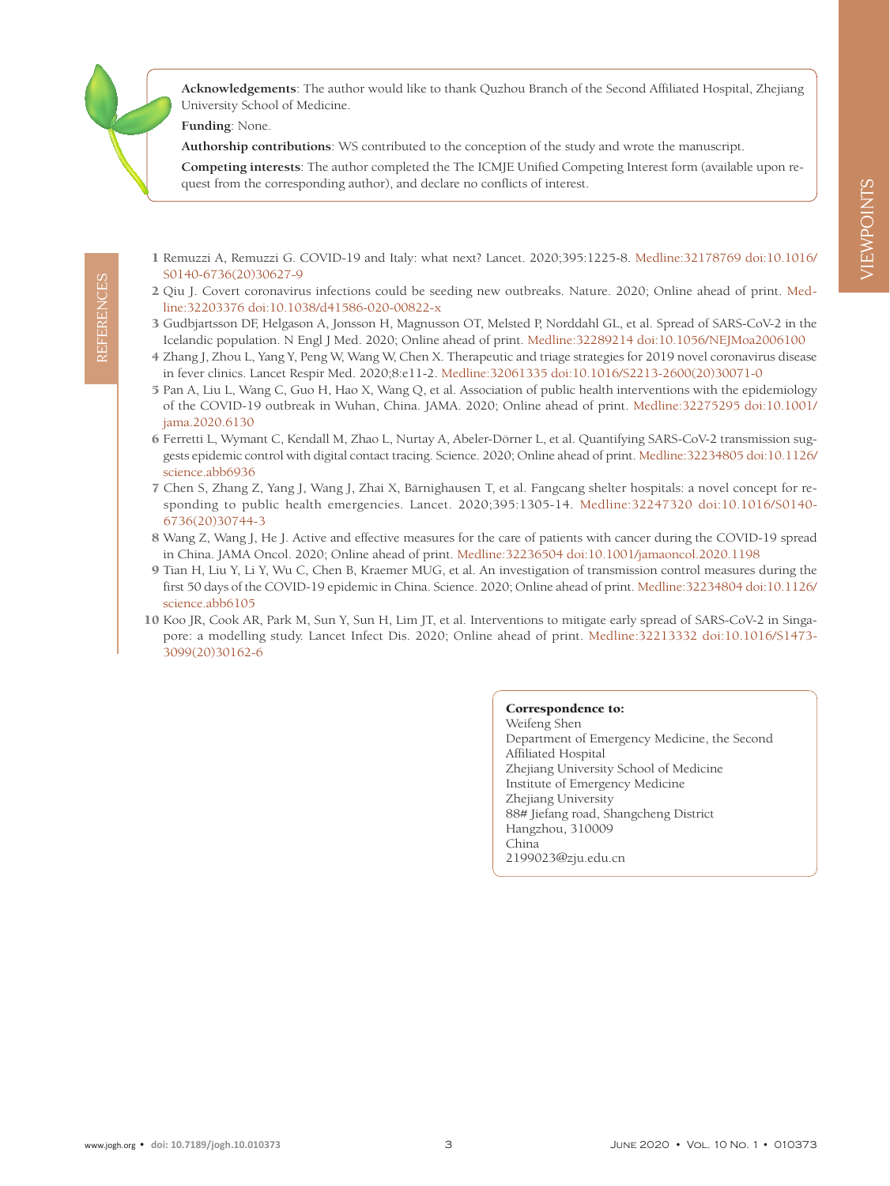**Acknowledgements**: The author would like to thank Quzhou Branch of the Second Affiliated Hospital, Zhejiang University School of Medicine.

**Funding**: None.

**Authorship contributions**: WS contributed to the conception of the study and wrote the manuscript.

**Competing interests**: The author completed the The ICMJE Unified Competing Interest form (available upon request from the corresponding author), and declare no conflicts of interest.

## REFERENCES

1. Remuzzi A, Remuzzi G. COVID-19 and Italy: what next? Lancet. 2020;395:1225-8. Medline:32178769 doi:10.1016/S0140-6736(20)30627-9
2. Qiu J. Covert coronavirus infections could be seeding new outbreaks. Nature. 2020; Online ahead of print. Medline:32203376 doi:10.1038/d41586-020-00822-x
3. Gudbjartsson DF, Helgason A, Jonsson H, Magnusson OT, Melsted P, Norddahl GL, et al. Spread of SARS-CoV-2 in the Icelandic population. N Engl J Med. 2020; Online ahead of print. Medline:32289214 doi:10.1056/NEJMoa2006100
4. Zhang J, Zhou L, Yang Y, Peng W, Wang W, Chen X. Therapeutic and triage strategies for 2019 novel coronavirus disease in fever clinics. Lancet Respir Med. 2020;8:e11-2. Medline:32061335 doi:10.1016/S2213-2600(20)30071-0
5. Pan A, Liu L, Wang C, Guo H, Hao X, Wang Q, et al. Association of public health interventions with the epidemiology of the COVID-19 outbreak in Wuhan, China. JAMA. 2020; Online ahead of print. Medline:32275295 doi:10.1001/jama.2020.6130
6. Ferretti L, Wymant C, Kendall M, Zhao L, Nurtay A, Abeler-Dörner L, et al. Quantifying SARS-CoV-2 transmission suggests epidemic control with digital contact tracing. Science. 2020; Online ahead of print. Medline:32234805 doi:10.1126/science.abb6936
7. Chen S, Zhang Z, Yang J, Wang J, Zhai X, Bärnighausen T, et al. Fangcang shelter hospitals: a novel concept for responding to public health emergencies. Lancet. 2020;395:1305-14. Medline:32247320 doi:10.1016/S0140-6736(20)30744-3
8. Wang Z, Wang J, He J. Active and effective measures for the care of patients with cancer during the COVID-19 spread in China. JAMA Oncol. 2020; Online ahead of print. Medline:32236504 doi:10.1001/jamaoncol.2020.1198
9. Tian H, Liu Y, Li Y, Wu C, Chen B, Kraemer MUG, et al. An investigation of transmission control measures during the first 50 days of the COVID-19 epidemic in China. Science. 2020; Online ahead of print. Medline:32234804 doi:10.1126/science.abb6105
10. Koo JR, Cook AR, Park M, Sun Y, Sun H, Lim JT, et al. Interventions to mitigate early spread of SARS-CoV-2 in Singapore: a modelling study. Lancet Infect Dis. 2020; Online ahead of print. Medline:32213332 doi:10.1016/S1473-3099(20)30162-6

**Correspondence to:**
Weifeng Shen
Department of Emergency Medicine, the Second Affiliated Hospital
Zhejiang University School of Medicine
Institute of Emergency Medicine
Zhejiang University
88# Jiefang road, Shangcheng District
Hangzhou, 310009
China
2199023@zju.edu.cn